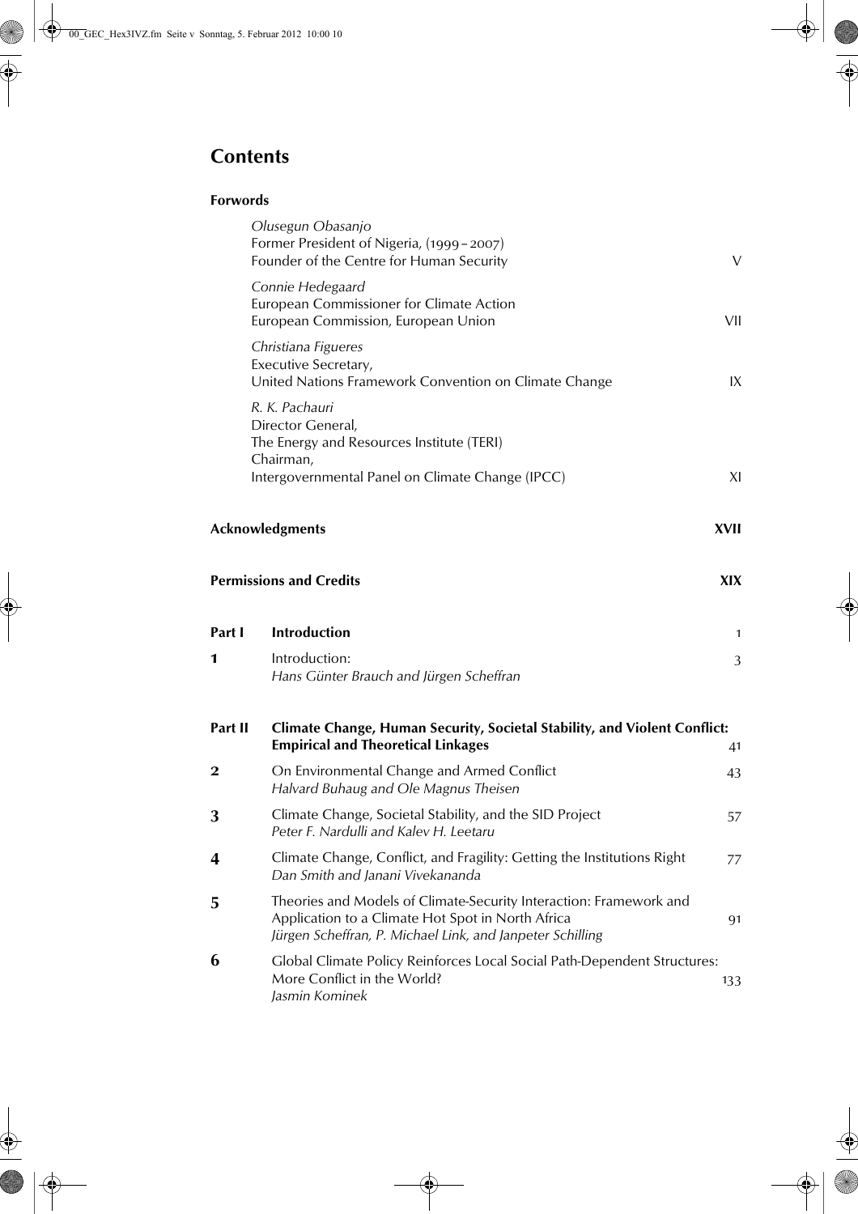# Contents

## Forwords

*Olusegun Obasanjo*
Former President of Nigeria, (1999 – 2007)
Founder of the Centre for Human Security — V

*Connie Hedegaard*
European Commissioner for Climate Action
European Commission, European Union — VII

*Christiana Figueres*
Executive Secretary,
United Nations Framework Convention on Climate Change — IX

*R. K. Pachauri*
Director General,
The Energy and Resources Institute (TERI)
Chairman,
Intergovernmental Panel on Climate Change (IPCC) — XI

**Acknowledgments** — **XVII**

**Permissions and Credits** — **XIX**

**Part I Introduction** — 1

**1** Introduction:
*Hans Günter Brauch and Jürgen Scheffran* — 3

**Part II Climate Change, Human Security, Societal Stability, and Violent Conflict: Empirical and Theoretical Linkages** — 41

**2** On Environmental Change and Armed Conflict
*Halvard Buhaug and Ole Magnus Theisen* — 43

**3** Climate Change, Societal Stability, and the SID Project
*Peter F. Nardulli and Kalev H. Leetaru* — 57

**4** Climate Change, Conflict, and Fragility: Getting the Institutions Right
*Dan Smith and Janani Vivekananda* — 77

**5** Theories and Models of Climate-Security Interaction: Framework and Application to a Climate Hot Spot in North Africa
*Jürgen Scheffran, P. Michael Link, and Janpeter Schilling* — 91

**6** Global Climate Policy Reinforces Local Social Path-Dependent Structures: More Conflict in the World?
*Jasmin Kominek* — 133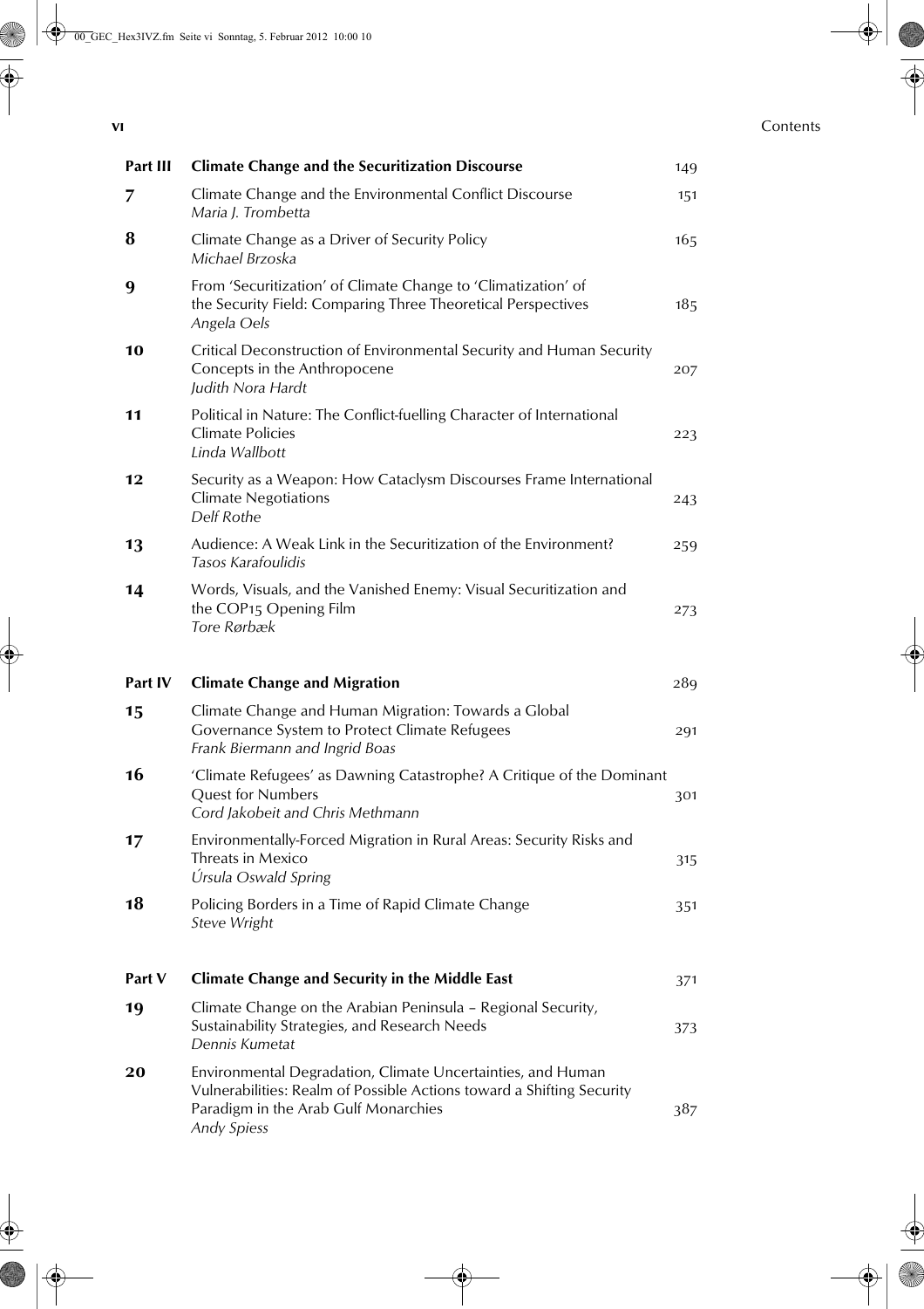| | | |
|---|---|---|
| **Part III** | **Climate Change and the Securitization Discourse** | 149 |
| **7** | Climate Change and the Environmental Conflict Discourse<br>*Maria J. Trombetta* | 151 |
| **8** | Climate Change as a Driver of Security Policy<br>*Michael Brzoska* | 165 |
| **9** | From 'Securitization' of Climate Change to 'Climatization' of the Security Field: Comparing Three Theoretical Perspectives<br>*Angela Oels* | 185 |
| **10** | Critical Deconstruction of Environmental Security and Human Security Concepts in the Anthropocene<br>*Judith Nora Hardt* | 207 |
| **11** | Political in Nature: The Conflict-fuelling Character of International Climate Policies<br>*Linda Wallbott* | 223 |
| **12** | Security as a Weapon: How Cataclysm Discourses Frame International Climate Negotiations<br>*Delf Rothe* | 243 |
| **13** | Audience: A Weak Link in the Securitization of the Environment?<br>*Tasos Karafoulidis* | 259 |
| **14** | Words, Visuals, and the Vanished Enemy: Visual Securitization and the COP15 Opening Film<br>*Tore Rørbæk* | 273 |
| **Part IV** | **Climate Change and Migration** | 289 |
| **15** | Climate Change and Human Migration: Towards a Global Governance System to Protect Climate Refugees<br>*Frank Biermann and Ingrid Boas* | 291 |
| **16** | 'Climate Refugees' as Dawning Catastrophe? A Critique of the Dominant Quest for Numbers<br>*Cord Jakobeit and Chris Methmann* | 301 |
| **17** | Environmentally-Forced Migration in Rural Areas: Security Risks and Threats in Mexico<br>*Úrsula Oswald Spring* | 315 |
| **18** | Policing Borders in a Time of Rapid Climate Change<br>*Steve Wright* | 351 |
| **Part V** | **Climate Change and Security in the Middle East** | 371 |
| **19** | Climate Change on the Arabian Peninsula – Regional Security, Sustainability Strategies, and Research Needs<br>*Dennis Kumetat* | 373 |
| **20** | Environmental Degradation, Climate Uncertainties, and Human Vulnerabilities: Realm of Possible Actions toward a Shifting Security Paradigm in the Arab Gulf Monarchies<br>*Andy Spiess* | 387 |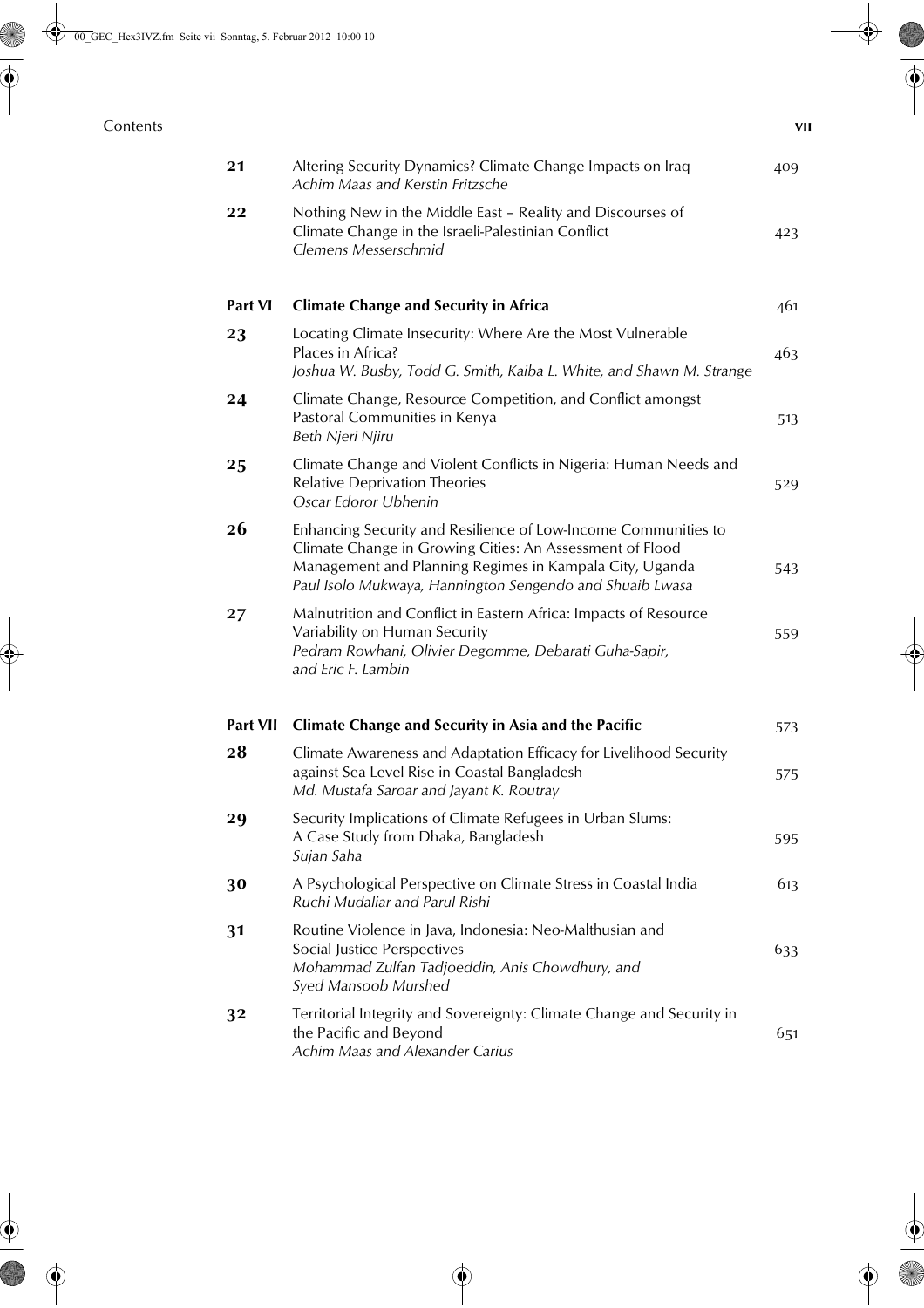| | | |
|---|---|---|
| **21** | Altering Security Dynamics? Climate Change Impacts on Iraq<br>*Achim Maas and Kerstin Fritzsche* | 409 |
| **22** | Nothing New in the Middle East – Reality and Discourses of Climate Change in the Israeli-Palestinian Conflict<br>*Clemens Messerschmid* | 423 |
| **Part VI** | **Climate Change and Security in Africa** | 461 |
| **23** | Locating Climate Insecurity: Where Are the Most Vulnerable Places in Africa?<br>*Joshua W. Busby, Todd G. Smith, Kaiba L. White, and Shawn M. Strange* | 463 |
| **24** | Climate Change, Resource Competition, and Conflict amongst Pastoral Communities in Kenya<br>*Beth Njeri Njiru* | 513 |
| **25** | Climate Change and Violent Conflicts in Nigeria: Human Needs and Relative Deprivation Theories<br>*Oscar Edoror Ubhenin* | 529 |
| **26** | Enhancing Security and Resilience of Low-Income Communities to Climate Change in Growing Cities: An Assessment of Flood Management and Planning Regimes in Kampala City, Uganda<br>*Paul Isolo Mukwaya, Hannington Sengendo and Shuaib Lwasa* | 543 |
| **27** | Malnutrition and Conflict in Eastern Africa: Impacts of Resource Variability on Human Security<br>*Pedram Rowhani, Olivier Degomme, Debarati Guha-Sapir, and Eric F. Lambin* | 559 |
| **Part VII** | **Climate Change and Security in Asia and the Pacific** | 573 |
| **28** | Climate Awareness and Adaptation Efficacy for Livelihood Security against Sea Level Rise in Coastal Bangladesh<br>*Md. Mustafa Saroar and Jayant K. Routray* | 575 |
| **29** | Security Implications of Climate Refugees in Urban Slums: A Case Study from Dhaka, Bangladesh<br>*Sujan Saha* | 595 |
| **30** | A Psychological Perspective on Climate Stress in Coastal India<br>*Ruchi Mudaliar and Parul Rishi* | 613 |
| **31** | Routine Violence in Java, Indonesia: Neo-Malthusian and Social Justice Perspectives<br>*Mohammad Zulfan Tadjoeddin, Anis Chowdhury, and Syed Mansoob Murshed* | 633 |
| **32** | Territorial Integrity and Sovereignty: Climate Change and Security in the Pacific and Beyond<br>*Achim Maas and Alexander Carius* | 651 |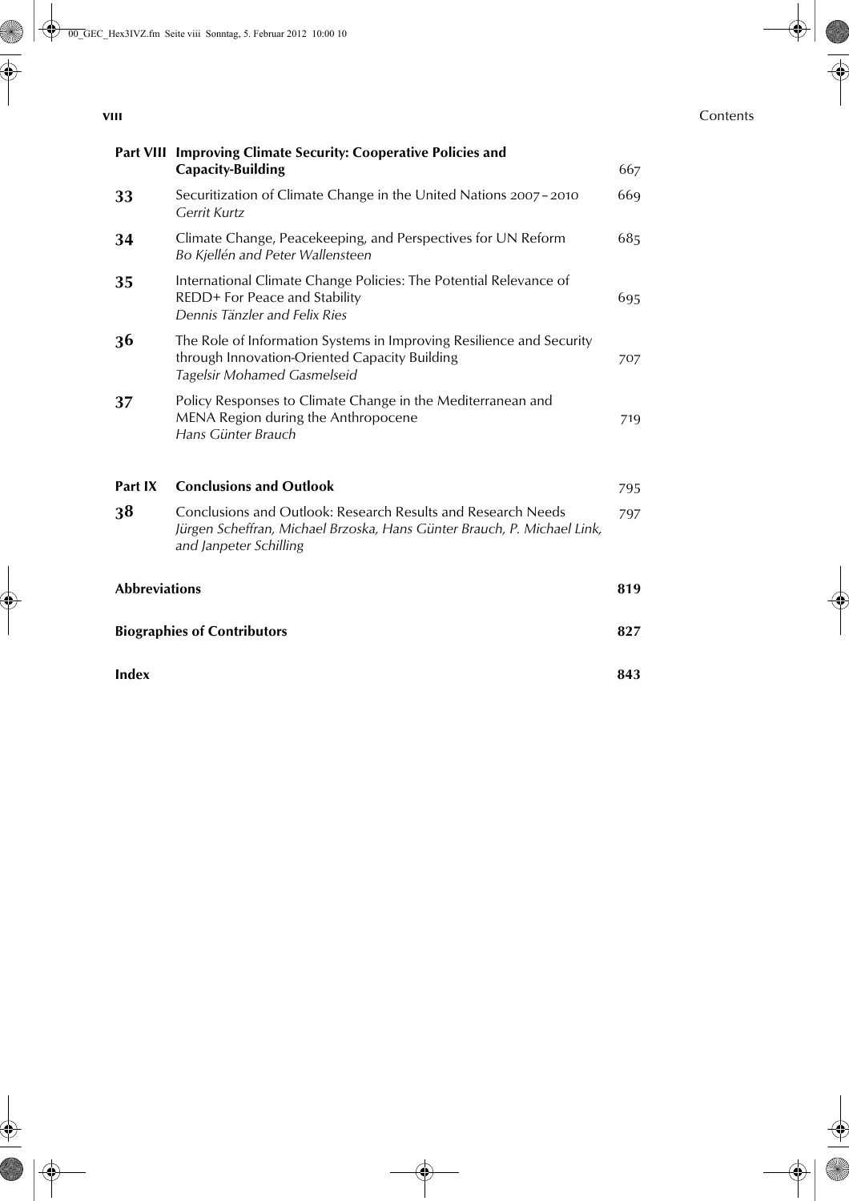**Part VIII Improving Climate Security: Cooperative Policies and Capacity-Building** 667

**33** Securitization of Climate Change in the United Nations 2007 – 2010 669
*Gerrit Kurtz*

**34** Climate Change, Peacekeeping, and Perspectives for UN Reform 685
*Bo Kjellén and Peter Wallensteen*

**35** International Climate Change Policies: The Potential Relevance of REDD+ For Peace and Stability 695
*Dennis Tänzler and Felix Ries*

**36** The Role of Information Systems in Improving Resilience and Security through Innovation-Oriented Capacity Building 707
*Tagelsir Mohamed Gasmelseid*

**37** Policy Responses to Climate Change in the Mediterranean and MENA Region during the Anthropocene 719
*Hans Günter Brauch*

**Part IX Conclusions and Outlook** 795

**38** Conclusions and Outlook: Research Results and Research Needs 797
*Jürgen Scheffran, Michael Brzoska, Hans Günter Brauch, P. Michael Link, and Janpeter Schilling*

**Abbreviations** **819**

**Biographies of Contributors** **827**

**Index** **843**